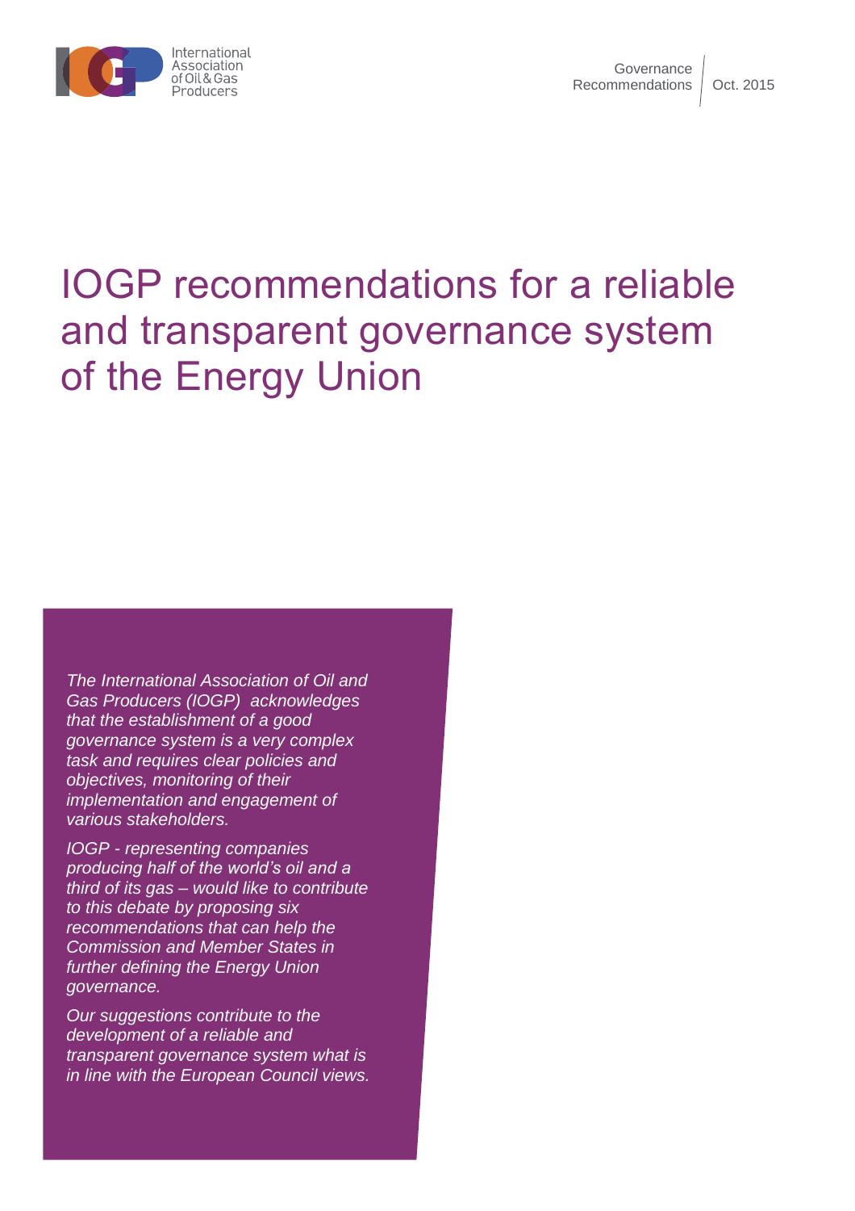# IOGP recommendations for a reliable and transparent governance system of the Energy Union

*The International Association of Oil and Gas Producers (IOGP) acknowledges that the establishment of a good governance system is a very complex task and requires clear policies and objectives, monitoring of their implementation and engagement of various stakeholders.*

*IOGP - representing companies producing half of the world's oil and a third of its gas – would like to contribute to this debate by proposing six recommendations that can help the Commission and Member States in further defining the Energy Union governance.*

*Our suggestions contribute to the development of a reliable and transparent governance system what is in line with the European Council views.*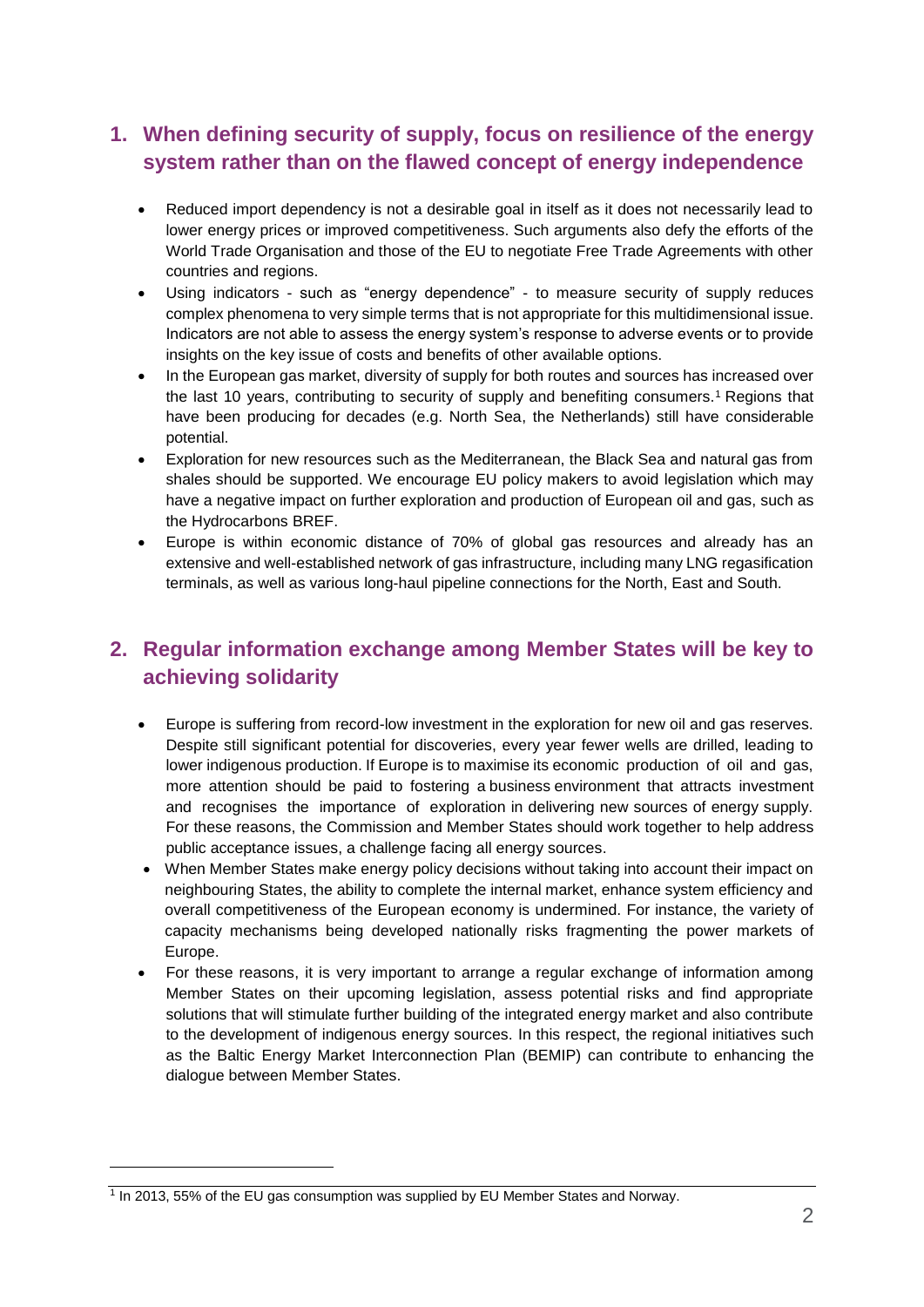## 1. When defining security of supply, focus on resilience of the energy system rather than on the flawed concept of energy independence

- Reduced import dependency is not a desirable goal in itself as it does not necessarily lead to lower energy prices or improved competitiveness. Such arguments also defy the efforts of the World Trade Organisation and those of the EU to negotiate Free Trade Agreements with other countries and regions.
- Using indicators - such as "energy dependence" - to measure security of supply reduces complex phenomena to very simple terms that is not appropriate for this multidimensional issue. Indicators are not able to assess the energy system's response to adverse events or to provide insights on the key issue of costs and benefits of other available options.
- In the European gas market, diversity of supply for both routes and sources has increased over the last 10 years, contributing to security of supply and benefiting consumers.[1] Regions that have been producing for decades (e.g. North Sea, the Netherlands) still have considerable potential.
- Exploration for new resources such as the Mediterranean, the Black Sea and natural gas from shales should be supported. We encourage EU policy makers to avoid legislation which may have a negative impact on further exploration and production of European oil and gas, such as the Hydrocarbons BREF.
- Europe is within economic distance of 70% of global gas resources and already has an extensive and well-established network of gas infrastructure, including many LNG regasification terminals, as well as various long-haul pipeline connections for the North, East and South.

## 2. Regular information exchange among Member States will be key to achieving solidarity

- Europe is suffering from record-low investment in the exploration for new oil and gas reserves. Despite still significant potential for discoveries, every year fewer wells are drilled, leading to lower indigenous production. If Europe is to maximise its economic production of oil and gas, more attention should be paid to fostering a business environment that attracts investment and recognises the importance of exploration in delivering new sources of energy supply. For these reasons, the Commission and Member States should work together to help address public acceptance issues, a challenge facing all energy sources.
- When Member States make energy policy decisions without taking into account their impact on neighbouring States, the ability to complete the internal market, enhance system efficiency and overall competitiveness of the European economy is undermined. For instance, the variety of capacity mechanisms being developed nationally risks fragmenting the power markets of Europe.
- For these reasons, it is very important to arrange a regular exchange of information among Member States on their upcoming legislation, assess potential risks and find appropriate solutions that will stimulate further building of the integrated energy market and also contribute to the development of indigenous energy sources. In this respect, the regional initiatives such as the Baltic Energy Market Interconnection Plan (BEMIP) can contribute to enhancing the dialogue between Member States.

---

[1] In 2013, 55% of the EU gas consumption was supplied by EU Member States and Norway.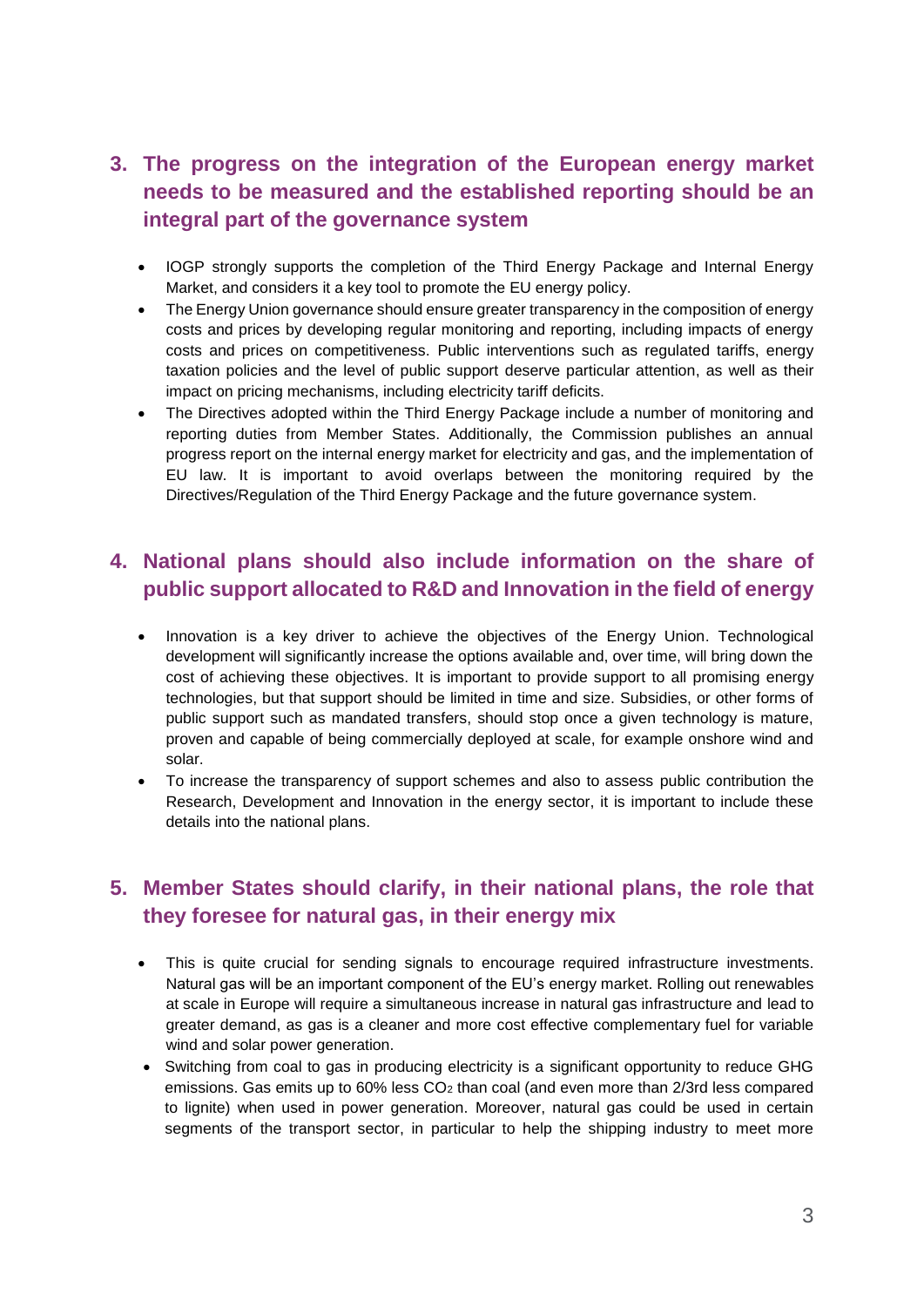## 3. The progress on the integration of the European energy market needs to be measured and the established reporting should be an integral part of the governance system

- IOGP strongly supports the completion of the Third Energy Package and Internal Energy Market, and considers it a key tool to promote the EU energy policy.
- The Energy Union governance should ensure greater transparency in the composition of energy costs and prices by developing regular monitoring and reporting, including impacts of energy costs and prices on competitiveness. Public interventions such as regulated tariffs, energy taxation policies and the level of public support deserve particular attention, as well as their impact on pricing mechanisms, including electricity tariff deficits.
- The Directives adopted within the Third Energy Package include a number of monitoring and reporting duties from Member States. Additionally, the Commission publishes an annual progress report on the internal energy market for electricity and gas, and the implementation of EU law. It is important to avoid overlaps between the monitoring required by the Directives/Regulation of the Third Energy Package and the future governance system.

## 4. National plans should also include information on the share of public support allocated to R&D and Innovation in the field of energy

- Innovation is a key driver to achieve the objectives of the Energy Union. Technological development will significantly increase the options available and, over time, will bring down the cost of achieving these objectives. It is important to provide support to all promising energy technologies, but that support should be limited in time and size. Subsidies, or other forms of public support such as mandated transfers, should stop once a given technology is mature, proven and capable of being commercially deployed at scale, for example onshore wind and solar.
- To increase the transparency of support schemes and also to assess public contribution the Research, Development and Innovation in the energy sector, it is important to include these details into the national plans.

## 5. Member States should clarify, in their national plans, the role that they foresee for natural gas, in their energy mix

- This is quite crucial for sending signals to encourage required infrastructure investments. Natural gas will be an important component of the EU's energy market. Rolling out renewables at scale in Europe will require a simultaneous increase in natural gas infrastructure and lead to greater demand, as gas is a cleaner and more cost effective complementary fuel for variable wind and solar power generation.
- Switching from coal to gas in producing electricity is a significant opportunity to reduce GHG emissions. Gas emits up to 60% less $CO_2$ than coal (and even more than 2/3rd less compared to lignite) when used in power generation. Moreover, natural gas could be used in certain segments of the transport sector, in particular to help the shipping industry to meet more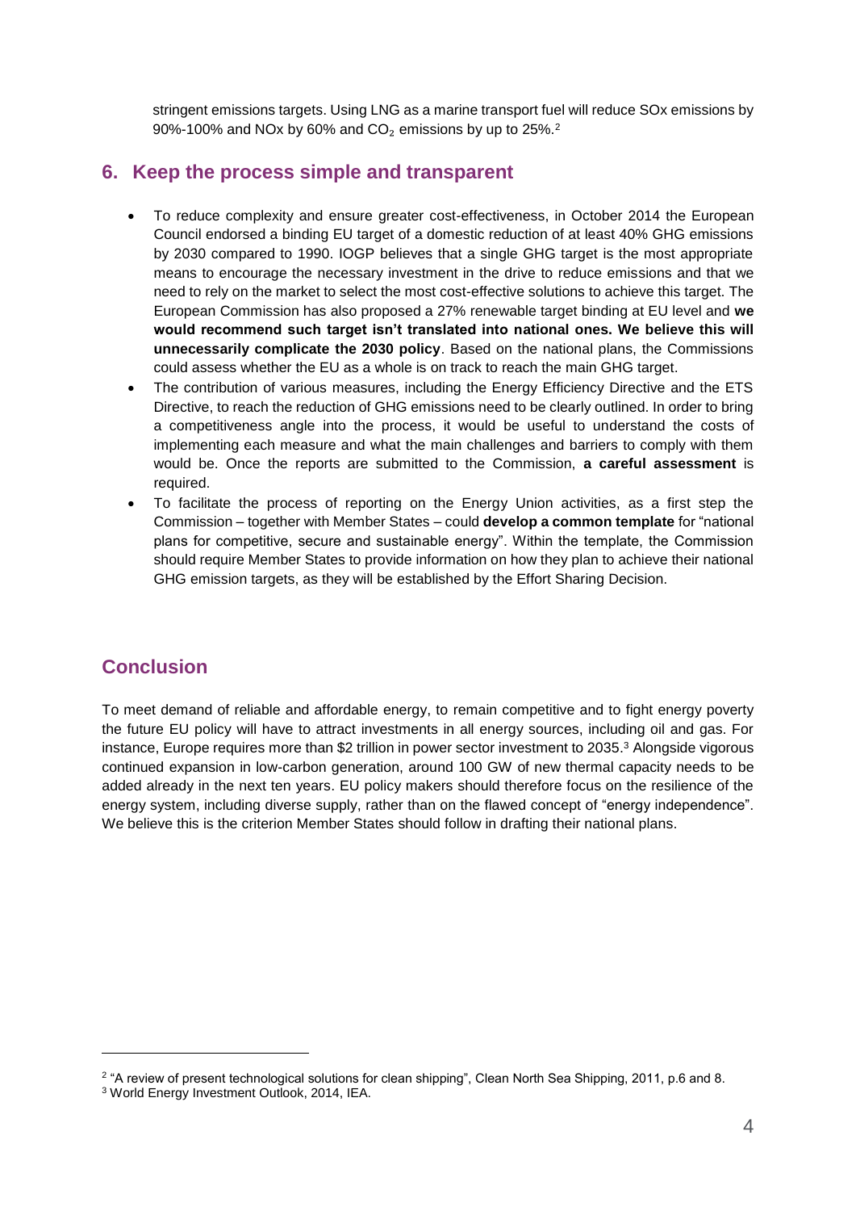stringent emissions targets. Using LNG as a marine transport fuel will reduce SOx emissions by 90%-100% and NOx by 60% and $CO_2$ emissions by up to 25%.[2]

## 6. Keep the process simple and transparent

- To reduce complexity and ensure greater cost-effectiveness, in October 2014 the European Council endorsed a binding EU target of a domestic reduction of at least 40% GHG emissions by 2030 compared to 1990. IOGP believes that a single GHG target is the most appropriate means to encourage the necessary investment in the drive to reduce emissions and that we need to rely on the market to select the most cost-effective solutions to achieve this target. The European Commission has also proposed a 27% renewable target binding at EU level and **we would recommend such target isn't translated into national ones. We believe this will unnecessarily complicate the 2030 policy**. Based on the national plans, the Commissions could assess whether the EU as a whole is on track to reach the main GHG target.
- The contribution of various measures, including the Energy Efficiency Directive and the ETS Directive, to reach the reduction of GHG emissions need to be clearly outlined. In order to bring a competitiveness angle into the process, it would be useful to understand the costs of implementing each measure and what the main challenges and barriers to comply with them would be. Once the reports are submitted to the Commission, **a careful assessment** is required.
- To facilitate the process of reporting on the Energy Union activities, as a first step the Commission – together with Member States – could **develop a common template** for "national plans for competitive, secure and sustainable energy". Within the template, the Commission should require Member States to provide information on how they plan to achieve their national GHG emission targets, as they will be established by the Effort Sharing Decision.

## Conclusion

To meet demand of reliable and affordable energy, to remain competitive and to fight energy poverty the future EU policy will have to attract investments in all energy sources, including oil and gas. For instance, Europe requires more than $2 trillion in power sector investment to 2035.[3] Alongside vigorous continued expansion in low-carbon generation, around 100 GW of new thermal capacity needs to be added already in the next ten years. EU policy makers should therefore focus on the resilience of the energy system, including diverse supply, rather than on the flawed concept of "energy independence". We believe this is the criterion Member States should follow in drafting their national plans.

---

[2] "A review of present technological solutions for clean shipping", Clean North Sea Shipping, 2011, p.6 and 8.

[3] World Energy Investment Outlook, 2014, IEA.